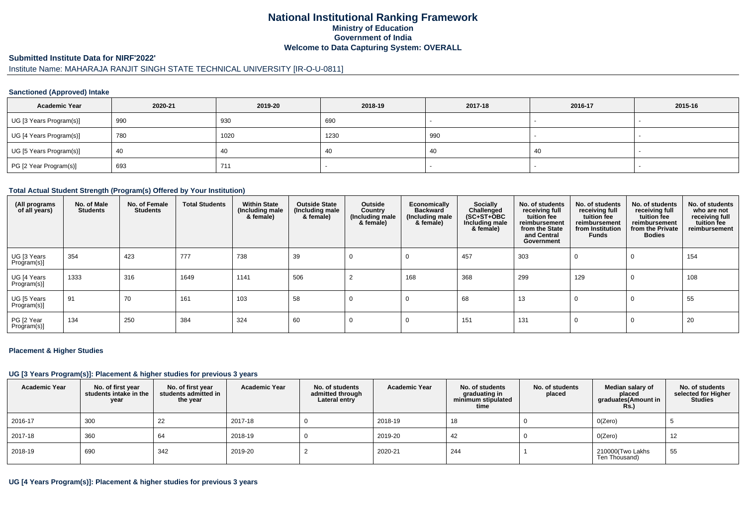# National Institutional Ranking Framework

**Ministry of Education**
**Government of India**
**Welcome to Data Capturing System: OVERALL**

## Submitted Institute Data for NIRF'2022'

Institute Name: MAHARAJA RANJIT SINGH STATE TECHNICAL UNIVERSITY [IR-O-U-0811]

### Sanctioned (Approved) Intake

| Academic Year | 2020-21 | 2019-20 | 2018-19 | 2017-18 | 2016-17 | 2015-16 |
|---|---|---|---|---|---|---|
| UG [3 Years Program(s)] | 990 | 930 | 690 | - | - | - |
| UG [4 Years Program(s)] | 780 | 1020 | 1230 | 990 | - | - |
| UG [5 Years Program(s)] | 40 | 40 | 40 | 40 | 40 | - |
| PG [2 Year Program(s)] | 693 | 711 | - | - | - | - |

### Total Actual Student Strength (Program(s) Offered by Your Institution)

| (All programs of all years) | No. of Male Students | No. of Female Students | Total Students | Within State (Including male & female) | Outside State (Including male & female) | Outside Country (Including male & female) | Economically Backward (Including male & female) | Socially Challenged (SC+ST+OBC Including male & female) | No. of students receiving full tuition fee reimbursement from the State and Central Government | No. of students receiving full tuition fee reimbursement from Institution Funds | No. of students receiving full tuition fee reimbursement from the Private Bodies | No. of students who are not receiving full tuition fee reimbursement |
|---|---|---|---|---|---|---|---|---|---|---|---|---|
| UG [3 Years Program(s)] | 354 | 423 | 777 | 738 | 39 | 0 | 0 | 457 | 303 | 0 | 0 | 154 |
| UG [4 Years Program(s)] | 1333 | 316 | 1649 | 1141 | 506 | 2 | 168 | 368 | 299 | 129 | 0 | 108 |
| UG [5 Years Program(s)] | 91 | 70 | 161 | 103 | 58 | 0 | 0 | 68 | 13 | 0 | 0 | 55 |
| PG [2 Year Program(s)] | 134 | 250 | 384 | 324 | 60 | 0 | 0 | 151 | 131 | 0 | 0 | 20 |

### Placement & Higher Studies

#### UG [3 Years Program(s)]: Placement & higher studies for previous 3 years

| Academic Year | No. of first year students intake in the year | No. of first year students admitted in the year | Academic Year | No. of students admitted through Lateral entry | Academic Year | No. of students graduating in minimum stipulated time | No. of students placed | Median salary of placed graduates(Amount in Rs.) | No. of students selected for Higher Studies |
|---|---|---|---|---|---|---|---|---|---|
| 2016-17 | 300 | 22 | 2017-18 | 0 | 2018-19 | 18 | 0 | 0(Zero) | 5 |
| 2017-18 | 360 | 64 | 2018-19 | 0 | 2019-20 | 42 | 0 | 0(Zero) | 12 |
| 2018-19 | 690 | 342 | 2019-20 | 2 | 2020-21 | 244 | 1 | 210000(Two Lakhs Ten Thousand) | 55 |

#### UG [4 Years Program(s)]: Placement & higher studies for previous 3 years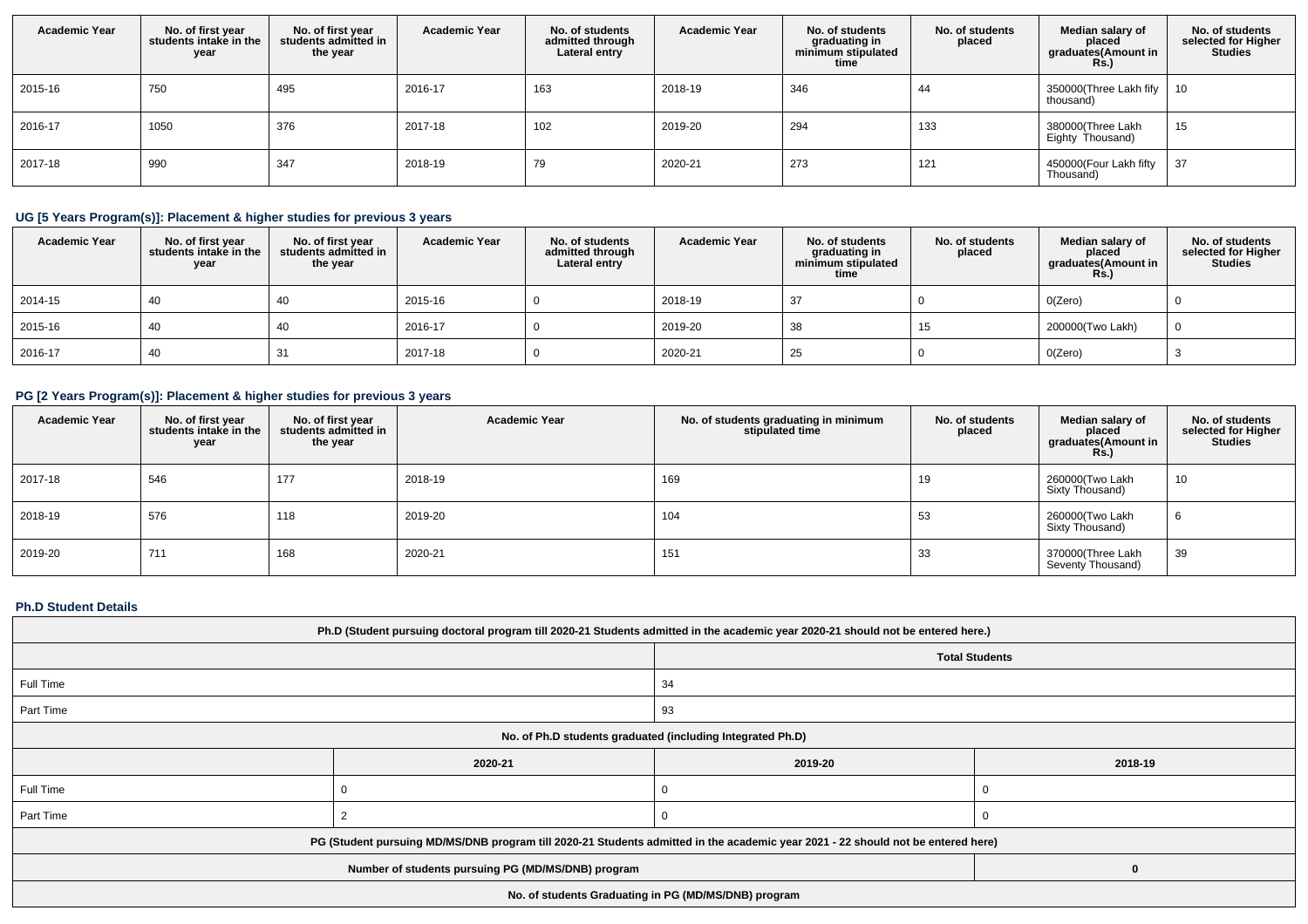| Academic Year | No. of first year students intake in the year | No. of first year students admitted in the year | Academic Year | No. of students admitted through Lateral entry | Academic Year | No. of students graduating in minimum stipulated time | No. of students placed | Median salary of placed graduates(Amount in Rs.) | No. of students selected for Higher Studies |
|---|---|---|---|---|---|---|---|---|---|
| 2015-16 | 750 | 495 | 2016-17 | 163 | 2018-19 | 346 | 44 | 350000(Three Lakh fify thousand) | 10 |
| 2016-17 | 1050 | 376 | 2017-18 | 102 | 2019-20 | 294 | 133 | 380000(Three Lakh Eighty Thousand) | 15 |
| 2017-18 | 990 | 347 | 2018-19 | 79 | 2020-21 | 273 | 121 | 450000(Four Lakh fifty Thousand) | 37 |

## UG [5 Years Program(s)]: Placement & higher studies for previous 3 years

| Academic Year | No. of first year students intake in the year | No. of first year students admitted in the year | Academic Year | No. of students admitted through Lateral entry | Academic Year | No. of students graduating in minimum stipulated time | No. of students placed | Median salary of placed graduates(Amount in Rs.) | No. of students selected for Higher Studies |
|---|---|---|---|---|---|---|---|---|---|
| 2014-15 | 40 | 40 | 2015-16 | 0 | 2018-19 | 37 | 0 | 0(Zero) | 0 |
| 2015-16 | 40 | 40 | 2016-17 | 0 | 2019-20 | 38 | 15 | 200000(Two Lakh) | 0 |
| 2016-17 | 40 | 31 | 2017-18 | 0 | 2020-21 | 25 | 0 | 0(Zero) | 3 |

## PG [2 Years Program(s)]: Placement & higher studies for previous 3 years

| Academic Year | No. of first year students intake in the year | No. of first year students admitted in the year | Academic Year | No. of students graduating in minimum stipulated time | No. of students placed | Median salary of placed graduates(Amount in Rs.) | No. of students selected for Higher Studies |
|---|---|---|---|---|---|---|---|
| 2017-18 | 546 | 177 | 2018-19 | 169 | 19 | 260000(Two Lakh Sixty Thousand) | 10 |
| 2018-19 | 576 | 118 | 2019-20 | 104 | 53 | 260000(Two Lakh Sixty Thousand) | 6 |
| 2019-20 | 711 | 168 | 2020-21 | 151 | 33 | 370000(Three Lakh Seventy Thousand) | 39 |

## Ph.D Student Details

| Ph.D (Student pursuing doctoral program till 2020-21 Students admitted in the academic year 2020-21 should not be entered here.) | | | |
|---|---|---|---|
| | | Total Students | |
| Full Time | | 34 | |
| Part Time | | 93 | |
| No. of Ph.D students graduated (including Integrated Ph.D) | | | |
| | 2020-21 | 2019-20 | 2018-19 |
| Full Time | 0 | 0 | 0 |
| Part Time | 2 | 0 | 0 |
| PG (Student pursuing MD/MS/DNB program till 2020-21 Students admitted in the academic year 2021 - 22 should not be entered here) | | | |
| Number of students pursuing PG (MD/MS/DNB) program | | | 0 |
| No. of students Graduating in PG (MD/MS/DNB) program | | | |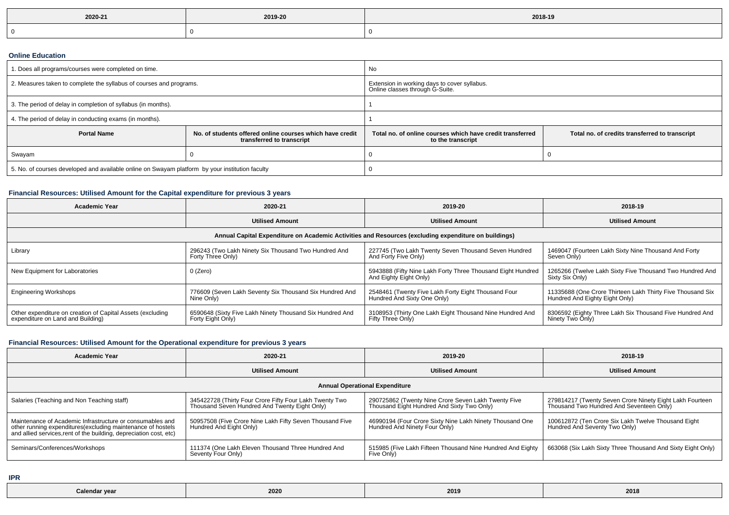| 2020-21 | 2019-20 | 2018-19 |
| --- | --- | --- |
| 0 | 0 | 0 |

### Online Education

| 1. Does all programs/courses were completed on time. | | No | |
| --- | --- | --- | --- |
| 2. Measures taken to complete the syllabus of courses and programs. | | Extension in working days to cover syllabus. Online classes through G-Suite. | |
| 3. The period of delay in completion of syllabus (in months). | | 1 | |
| 4. The period of delay in conducting exams (in months). | | 1 | |
| **Portal Name** | **No. of students offered online courses which have credit transferred to transcript** | **Total no. of online courses which have credit transferred to the transcript** | **Total no. of credits transferred to transcript** |
| Swayam | 0 | 0 | 0 |
| 5. No. of courses developed and available online on Swayam platform by your institution faculty | | 0 | |

### Financial Resources: Utilised Amount for the Capital expenditure for previous 3 years

| Academic Year | 2020-21 | 2019-20 | 2018-19 |
| --- | --- | --- | --- |
| | **Utilised Amount** | **Utilised Amount** | **Utilised Amount** |
| **Annual Capital Expenditure on Academic Activities and Resources (excluding expenditure on buildings)** | | | |
| Library | 296243 (Two Lakh Ninety Six Thousand Two Hundred And Forty Three Only) | 227745 (Two Lakh Twenty Seven Thousand Seven Hundred And Forty Five Only) | 1469047 (Fourteen Lakh Sixty Nine Thousand And Forty Seven Only) |
| New Equipment for Laboratories | 0 (Zero) | 5943888 (Fifty Nine Lakh Forty Three Thousand Eight Hundred And Eighty Eight Only) | 1265266 (Twelve Lakh Sixty Five Thousand Two Hundred And Sixty Six Only) |
| Engineering Workshops | 776609 (Seven Lakh Seventy Six Thousand Six Hundred And Nine Only) | 2548461 (Twenty Five Lakh Forty Eight Thousand Four Hundred And Sixty One Only) | 11335688 (One Crore Thirteen Lakh Thirty Five Thousand Six Hundred And Eighty Eight Only) |
| Other expenditure on creation of Capital Assets (excluding expenditure on Land and Building) | 6590648 (Sixty Five Lakh Ninety Thousand Six Hundred And Forty Eight Only) | 3108953 (Thirty One Lakh Eight Thousand Nine Hundred And Fifty Three Only) | 8306592 (Eighty Three Lakh Six Thousand Five Hundred And Ninety Two Only) |

### Financial Resources: Utilised Amount for the Operational expenditure for previous 3 years

| Academic Year | 2020-21 | 2019-20 | 2018-19 |
| --- | --- | --- | --- |
| | **Utilised Amount** | **Utilised Amount** | **Utilised Amount** |
| **Annual Operational Expenditure** | | | |
| Salaries (Teaching and Non Teaching staff) | 345422728 (Thirty Four Crore Fifty Four Lakh Twenty Two Thousand Seven Hundred And Twenty Eight Only) | 290725862 (Twenty Nine Crore Seven Lakh Twenty Five Thousand Eight Hundred And Sixty Two Only) | 279814217 (Twenty Seven Crore Ninety Eight Lakh Fourteen Thousand Two Hundred And Seventeen Only) |
| Maintenance of Academic Infrastructure or consumables and other running expenditures(excluding maintenance of hostels and allied services,rent of the building, depreciation cost, etc) | 50957508 (Five Crore Nine Lakh Fifty Seven Thousand Five Hundred And Eight Only) | 46990194 (Four Crore Sixty Nine Lakh Ninety Thousand One Hundred And Ninety Four Only) | 100612872 (Ten Crore Six Lakh Twelve Thousand Eight Hundred And Seventy Two Only) |
| Seminars/Conferences/Workshops | 111374 (One Lakh Eleven Thousand Three Hundred And Seventy Four Only) | 515985 (Five Lakh Fifteen Thousand Nine Hundred And Eighty Five Only) | 663068 (Six Lakh Sixty Three Thousand And Sixty Eight Only) |

### IPR

| Calendar year | 2020 | 2019 | 2018 |
| --- | --- | --- | --- |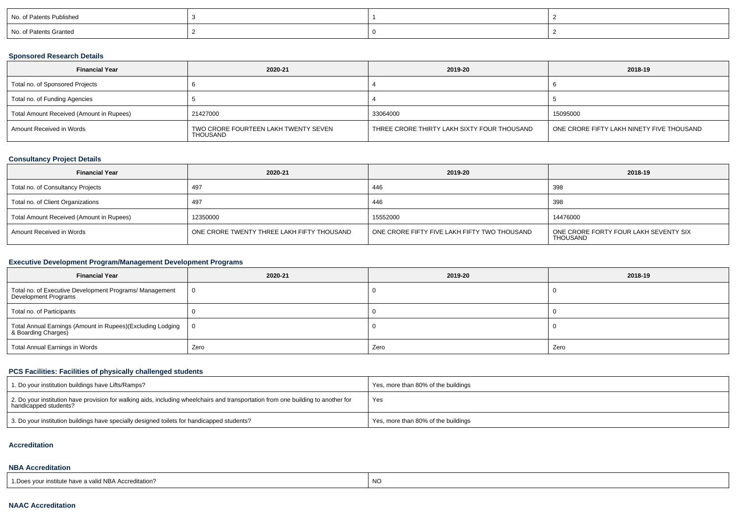| No. of Patents Published | 3 | 1 | 2 |
|---|---|---|---|
| No. of Patents Granted | 2 | 0 | 2 |

### Sponsored Research Details

| Financial Year | 2020-21 | 2019-20 | 2018-19 |
|---|---|---|---|
| Total no. of Sponsored Projects | 6 | 4 | 6 |
| Total no. of Funding Agencies | 5 | 4 | 5 |
| Total Amount Received (Amount in Rupees) | 21427000 | 33064000 | 15095000 |
| Amount Received in Words | TWO CRORE FOURTEEN LAKH TWENTY SEVEN THOUSAND | THREE CRORE THIRTY LAKH SIXTY FOUR THOUSAND | ONE CRORE FIFTY LAKH NINETY FIVE THOUSAND |

### Consultancy Project Details

| Financial Year | 2020-21 | 2019-20 | 2018-19 |
|---|---|---|---|
| Total no. of Consultancy Projects | 497 | 446 | 398 |
| Total no. of Client Organizations | 497 | 446 | 398 |
| Total Amount Received (Amount in Rupees) | 12350000 | 15552000 | 14476000 |
| Amount Received in Words | ONE CRORE TWENTY THREE LAKH FIFTY THOUSAND | ONE CRORE FIFTY FIVE LAKH FIFTY TWO THOUSAND | ONE CRORE FORTY FOUR LAKH SEVENTY SIX THOUSAND |

### Executive Development Program/Management Development Programs

| Financial Year | 2020-21 | 2019-20 | 2018-19 |
|---|---|---|---|
| Total no. of Executive Development Programs/ Management Development Programs | 0 | 0 | 0 |
| Total no. of Participants | 0 | 0 | 0 |
| Total Annual Earnings (Amount in Rupees)(Excluding Lodging & Boarding Charges) | 0 | 0 | 0 |
| Total Annual Earnings in Words | Zero | Zero | Zero |

### PCS Facilities: Facilities of physically challenged students

| | |
|---|---|
| 1. Do your institution buildings have Lifts/Ramps? | Yes, more than 80% of the buildings |
| 2. Do your institution have provision for walking aids, including wheelchairs and transportation from one building to another for handicapped students? | Yes |
| 3. Do your institution buildings have specially designed toilets for handicapped students? | Yes, more than 80% of the buildings |

### Accreditation

### NBA Accreditation

| | |
|---|---|
| 1.Does your institute have a valid NBA Accreditation? | NO |

### NAAC Accreditation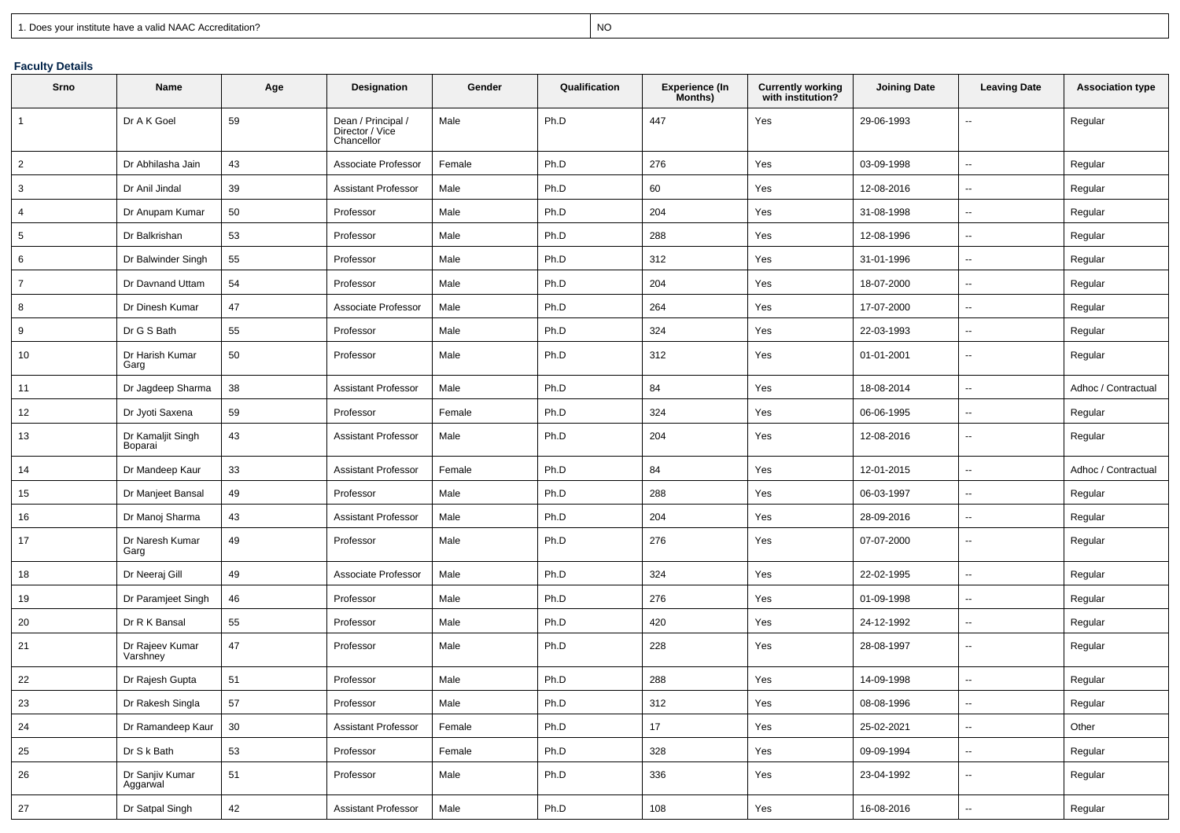| 1. Does your institute have a valid NAAC Accreditation? | NO |
|---|---|

**Faculty Details**

| Srno | Name | Age | Designation | Gender | Qualification | Experience (In Months) | Currently working with institution? | Joining Date | Leaving Date | Association type |
|---|---|---|---|---|---|---|---|---|---|---|
| 1 | Dr A K Goel | 59 | Dean / Principal / Director / Vice Chancellor | Male | Ph.D | 447 | Yes | 29-06-1993 | -- | Regular |
| 2 | Dr Abhilasha Jain | 43 | Associate Professor | Female | Ph.D | 276 | Yes | 03-09-1998 | -- | Regular |
| 3 | Dr Anil Jindal | 39 | Assistant Professor | Male | Ph.D | 60 | Yes | 12-08-2016 | -- | Regular |
| 4 | Dr Anupam Kumar | 50 | Professor | Male | Ph.D | 204 | Yes | 31-08-1998 | -- | Regular |
| 5 | Dr Balkrishan | 53 | Professor | Male | Ph.D | 288 | Yes | 12-08-1996 | -- | Regular |
| 6 | Dr Balwinder Singh | 55 | Professor | Male | Ph.D | 312 | Yes | 31-01-1996 | -- | Regular |
| 7 | Dr Davnand Uttam | 54 | Professor | Male | Ph.D | 204 | Yes | 18-07-2000 | -- | Regular |
| 8 | Dr Dinesh Kumar | 47 | Associate Professor | Male | Ph.D | 264 | Yes | 17-07-2000 | -- | Regular |
| 9 | Dr G S Bath | 55 | Professor | Male | Ph.D | 324 | Yes | 22-03-1993 | -- | Regular |
| 10 | Dr Harish Kumar Garg | 50 | Professor | Male | Ph.D | 312 | Yes | 01-01-2001 | -- | Regular |
| 11 | Dr Jagdeep Sharma | 38 | Assistant Professor | Male | Ph.D | 84 | Yes | 18-08-2014 | -- | Adhoc / Contractual |
| 12 | Dr Jyoti Saxena | 59 | Professor | Female | Ph.D | 324 | Yes | 06-06-1995 | -- | Regular |
| 13 | Dr Kamaljit Singh Boparai | 43 | Assistant Professor | Male | Ph.D | 204 | Yes | 12-08-2016 | -- | Regular |
| 14 | Dr Mandeep Kaur | 33 | Assistant Professor | Female | Ph.D | 84 | Yes | 12-01-2015 | -- | Adhoc / Contractual |
| 15 | Dr Manjeet Bansal | 49 | Professor | Male | Ph.D | 288 | Yes | 06-03-1997 | -- | Regular |
| 16 | Dr Manoj Sharma | 43 | Assistant Professor | Male | Ph.D | 204 | Yes | 28-09-2016 | -- | Regular |
| 17 | Dr Naresh Kumar Garg | 49 | Professor | Male | Ph.D | 276 | Yes | 07-07-2000 | -- | Regular |
| 18 | Dr Neeraj Gill | 49 | Associate Professor | Male | Ph.D | 324 | Yes | 22-02-1995 | -- | Regular |
| 19 | Dr Paramjeet Singh | 46 | Professor | Male | Ph.D | 276 | Yes | 01-09-1998 | -- | Regular |
| 20 | Dr R K Bansal | 55 | Professor | Male | Ph.D | 420 | Yes | 24-12-1992 | -- | Regular |
| 21 | Dr Rajeev Kumar Varshney | 47 | Professor | Male | Ph.D | 228 | Yes | 28-08-1997 | -- | Regular |
| 22 | Dr Rajesh Gupta | 51 | Professor | Male | Ph.D | 288 | Yes | 14-09-1998 | -- | Regular |
| 23 | Dr Rakesh Singla | 57 | Professor | Male | Ph.D | 312 | Yes | 08-08-1996 | -- | Regular |
| 24 | Dr Ramandeep Kaur | 30 | Assistant Professor | Female | Ph.D | 17 | Yes | 25-02-2021 | -- | Other |
| 25 | Dr S k Bath | 53 | Professor | Female | Ph.D | 328 | Yes | 09-09-1994 | -- | Regular |
| 26 | Dr Sanjiv Kumar Aggarwal | 51 | Professor | Male | Ph.D | 336 | Yes | 23-04-1992 | -- | Regular |
| 27 | Dr Satpal Singh | 42 | Assistant Professor | Male | Ph.D | 108 | Yes | 16-08-2016 | -- | Regular |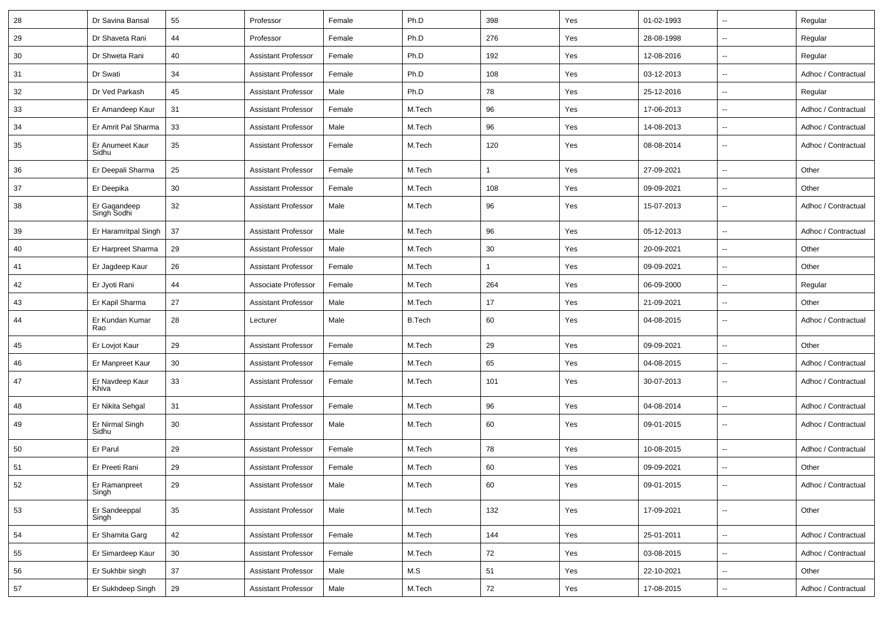| 28 | Dr Savina Bansal | 55 | Professor | Female | Ph.D | 398 | Yes | 01-02-1993 | -- | Regular |
|---|---|---|---|---|---|---|---|---|---|---|
| 29 | Dr Shaveta Rani | 44 | Professor | Female | Ph.D | 276 | Yes | 28-08-1998 | -- | Regular |
| 30 | Dr Shweta Rani | 40 | Assistant Professor | Female | Ph.D | 192 | Yes | 12-08-2016 | -- | Regular |
| 31 | Dr Swati | 34 | Assistant Professor | Female | Ph.D | 108 | Yes | 03-12-2013 | -- | Adhoc / Contractual |
| 32 | Dr Ved Parkash | 45 | Assistant Professor | Male | Ph.D | 78 | Yes | 25-12-2016 | -- | Regular |
| 33 | Er Amandeep Kaur | 31 | Assistant Professor | Female | M.Tech | 96 | Yes | 17-06-2013 | -- | Adhoc / Contractual |
| 34 | Er Amrit Pal Sharma | 33 | Assistant Professor | Male | M.Tech | 96 | Yes | 14-08-2013 | -- | Adhoc / Contractual |
| 35 | Er Anumeet Kaur Sidhu | 35 | Assistant Professor | Female | M.Tech | 120 | Yes | 08-08-2014 | -- | Adhoc / Contractual |
| 36 | Er Deepali Sharma | 25 | Assistant Professor | Female | M.Tech | 1 | Yes | 27-09-2021 | -- | Other |
| 37 | Er Deepika | 30 | Assistant Professor | Female | M.Tech | 108 | Yes | 09-09-2021 | -- | Other |
| 38 | Er Gagandeep Singh Sodhi | 32 | Assistant Professor | Male | M.Tech | 96 | Yes | 15-07-2013 | -- | Adhoc / Contractual |
| 39 | Er Haramritpal Singh | 37 | Assistant Professor | Male | M.Tech | 96 | Yes | 05-12-2013 | -- | Adhoc / Contractual |
| 40 | Er Harpreet Sharma | 29 | Assistant Professor | Male | M.Tech | 30 | Yes | 20-09-2021 | -- | Other |
| 41 | Er Jagdeep Kaur | 26 | Assistant Professor | Female | M.Tech | 1 | Yes | 09-09-2021 | -- | Other |
| 42 | Er Jyoti Rani | 44 | Associate Professor | Female | M.Tech | 264 | Yes | 06-09-2000 | -- | Regular |
| 43 | Er Kapil Sharma | 27 | Assistant Professor | Male | M.Tech | 17 | Yes | 21-09-2021 | -- | Other |
| 44 | Er Kundan Kumar Rao | 28 | Lecturer | Male | B.Tech | 60 | Yes | 04-08-2015 | -- | Adhoc / Contractual |
| 45 | Er Lovjot Kaur | 29 | Assistant Professor | Female | M.Tech | 29 | Yes | 09-09-2021 | -- | Other |
| 46 | Er Manpreet Kaur | 30 | Assistant Professor | Female | M.Tech | 65 | Yes | 04-08-2015 | -- | Adhoc / Contractual |
| 47 | Er Navdeep Kaur Khiva | 33 | Assistant Professor | Female | M.Tech | 101 | Yes | 30-07-2013 | -- | Adhoc / Contractual |
| 48 | Er Nikita Sehgal | 31 | Assistant Professor | Female | M.Tech | 96 | Yes | 04-08-2014 | -- | Adhoc / Contractual |
| 49 | Er Nirmal Singh Sidhu | 30 | Assistant Professor | Male | M.Tech | 60 | Yes | 09-01-2015 | -- | Adhoc / Contractual |
| 50 | Er Parul | 29 | Assistant Professor | Female | M.Tech | 78 | Yes | 10-08-2015 | -- | Adhoc / Contractual |
| 51 | Er Preeti Rani | 29 | Assistant Professor | Female | M.Tech | 60 | Yes | 09-09-2021 | -- | Other |
| 52 | Er Ramanpreet Singh | 29 | Assistant Professor | Male | M.Tech | 60 | Yes | 09-01-2015 | -- | Adhoc / Contractual |
| 53 | Er Sandeeppal Singh | 35 | Assistant Professor | Male | M.Tech | 132 | Yes | 17-09-2021 | -- | Other |
| 54 | Er Shamita Garg | 42 | Assistant Professor | Female | M.Tech | 144 | Yes | 25-01-2011 | -- | Adhoc / Contractual |
| 55 | Er Simardeep Kaur | 30 | Assistant Professor | Female | M.Tech | 72 | Yes | 03-08-2015 | -- | Adhoc / Contractual |
| 56 | Er Sukhbir singh | 37 | Assistant Professor | Male | M.S | 51 | Yes | 22-10-2021 | -- | Other |
| 57 | Er Sukhdeep Singh | 29 | Assistant Professor | Male | M.Tech | 72 | Yes | 17-08-2015 | -- | Adhoc / Contractual |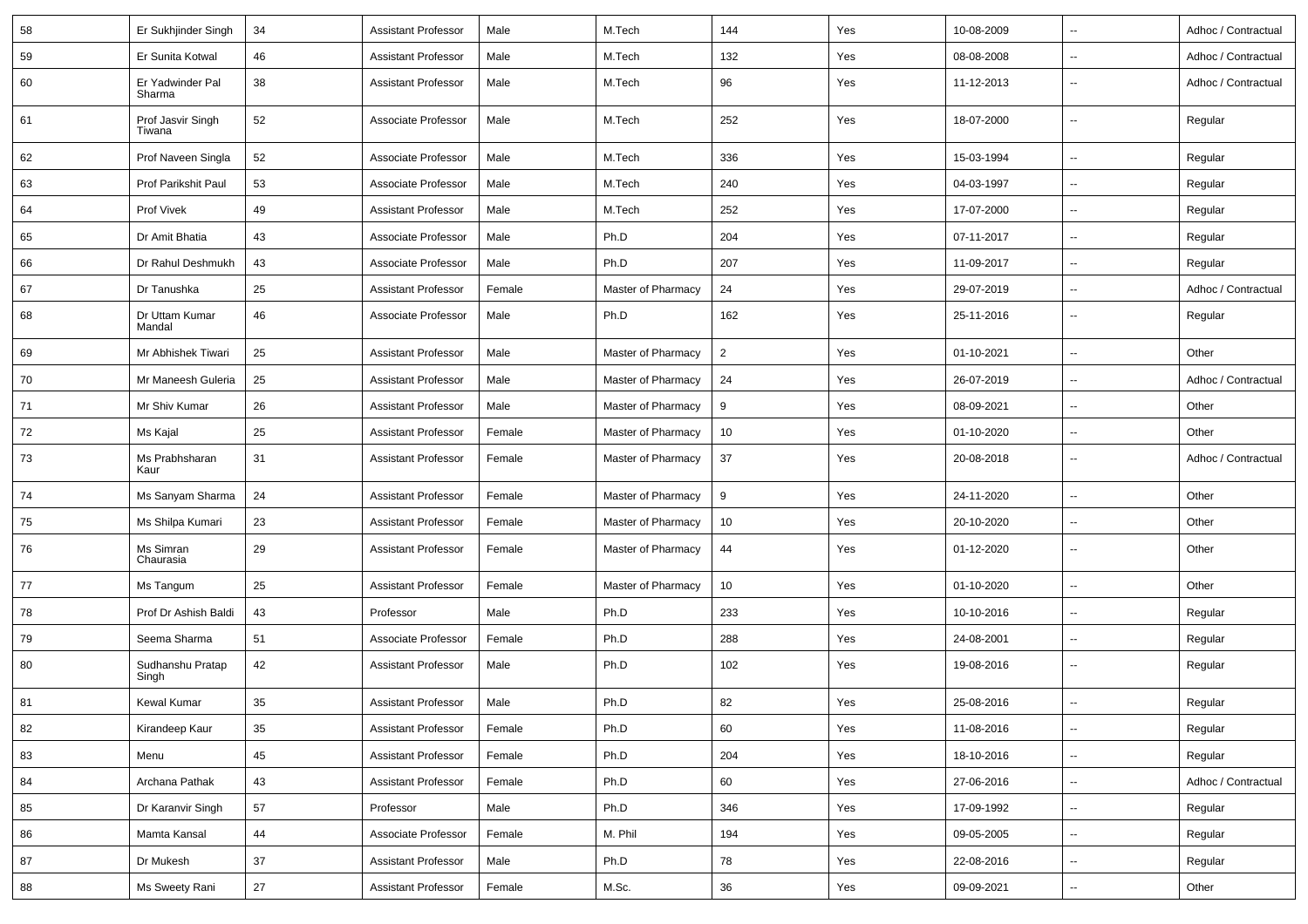| | | | | | | | | | | |
|---|---|---|---|---|---|---|---|---|---|---|
| 58 | Er Sukhjinder Singh | 34 | Assistant Professor | Male | M.Tech | 144 | Yes | 10-08-2009 | -- | Adhoc / Contractual |
| 59 | Er Sunita Kotwal | 46 | Assistant Professor | Male | M.Tech | 132 | Yes | 08-08-2008 | -- | Adhoc / Contractual |
| 60 | Er Yadwinder Pal Sharma | 38 | Assistant Professor | Male | M.Tech | 96 | Yes | 11-12-2013 | -- | Adhoc / Contractual |
| 61 | Prof Jasvir Singh Tiwana | 52 | Associate Professor | Male | M.Tech | 252 | Yes | 18-07-2000 | -- | Regular |
| 62 | Prof Naveen Singla | 52 | Associate Professor | Male | M.Tech | 336 | Yes | 15-03-1994 | -- | Regular |
| 63 | Prof Parikshit Paul | 53 | Associate Professor | Male | M.Tech | 240 | Yes | 04-03-1997 | -- | Regular |
| 64 | Prof Vivek | 49 | Assistant Professor | Male | M.Tech | 252 | Yes | 17-07-2000 | -- | Regular |
| 65 | Dr Amit Bhatia | 43 | Associate Professor | Male | Ph.D | 204 | Yes | 07-11-2017 | -- | Regular |
| 66 | Dr Rahul Deshmukh | 43 | Associate Professor | Male | Ph.D | 207 | Yes | 11-09-2017 | -- | Regular |
| 67 | Dr Tanushka | 25 | Assistant Professor | Female | Master of Pharmacy | 24 | Yes | 29-07-2019 | -- | Adhoc / Contractual |
| 68 | Dr Uttam Kumar Mandal | 46 | Associate Professor | Male | Ph.D | 162 | Yes | 25-11-2016 | -- | Regular |
| 69 | Mr Abhishek Tiwari | 25 | Assistant Professor | Male | Master of Pharmacy | 2 | Yes | 01-10-2021 | -- | Other |
| 70 | Mr Maneesh Guleria | 25 | Assistant Professor | Male | Master of Pharmacy | 24 | Yes | 26-07-2019 | -- | Adhoc / Contractual |
| 71 | Mr Shiv Kumar | 26 | Assistant Professor | Male | Master of Pharmacy | 9 | Yes | 08-09-2021 | -- | Other |
| 72 | Ms Kajal | 25 | Assistant Professor | Female | Master of Pharmacy | 10 | Yes | 01-10-2020 | -- | Other |
| 73 | Ms Prabhsharan Kaur | 31 | Assistant Professor | Female | Master of Pharmacy | 37 | Yes | 20-08-2018 | -- | Adhoc / Contractual |
| 74 | Ms Sanyam Sharma | 24 | Assistant Professor | Female | Master of Pharmacy | 9 | Yes | 24-11-2020 | -- | Other |
| 75 | Ms Shilpa Kumari | 23 | Assistant Professor | Female | Master of Pharmacy | 10 | Yes | 20-10-2020 | -- | Other |
| 76 | Ms Simran Chaurasia | 29 | Assistant Professor | Female | Master of Pharmacy | 44 | Yes | 01-12-2020 | -- | Other |
| 77 | Ms Tangum | 25 | Assistant Professor | Female | Master of Pharmacy | 10 | Yes | 01-10-2020 | -- | Other |
| 78 | Prof Dr Ashish Baldi | 43 | Professor | Male | Ph.D | 233 | Yes | 10-10-2016 | -- | Regular |
| 79 | Seema Sharma | 51 | Associate Professor | Female | Ph.D | 288 | Yes | 24-08-2001 | -- | Regular |
| 80 | Sudhanshu Pratap Singh | 42 | Assistant Professor | Male | Ph.D | 102 | Yes | 19-08-2016 | -- | Regular |
| 81 | Kewal Kumar | 35 | Assistant Professor | Male | Ph.D | 82 | Yes | 25-08-2016 | -- | Regular |
| 82 | Kirandeep Kaur | 35 | Assistant Professor | Female | Ph.D | 60 | Yes | 11-08-2016 | -- | Regular |
| 83 | Menu | 45 | Assistant Professor | Female | Ph.D | 204 | Yes | 18-10-2016 | -- | Regular |
| 84 | Archana Pathak | 43 | Assistant Professor | Female | Ph.D | 60 | Yes | 27-06-2016 | -- | Adhoc / Contractual |
| 85 | Dr Karanvir Singh | 57 | Professor | Male | Ph.D | 346 | Yes | 17-09-1992 | -- | Regular |
| 86 | Mamta Kansal | 44 | Associate Professor | Female | M. Phil | 194 | Yes | 09-05-2005 | -- | Regular |
| 87 | Dr Mukesh | 37 | Assistant Professor | Male | Ph.D | 78 | Yes | 22-08-2016 | -- | Regular |
| 88 | Ms Sweety Rani | 27 | Assistant Professor | Female | M.Sc. | 36 | Yes | 09-09-2021 | -- | Other |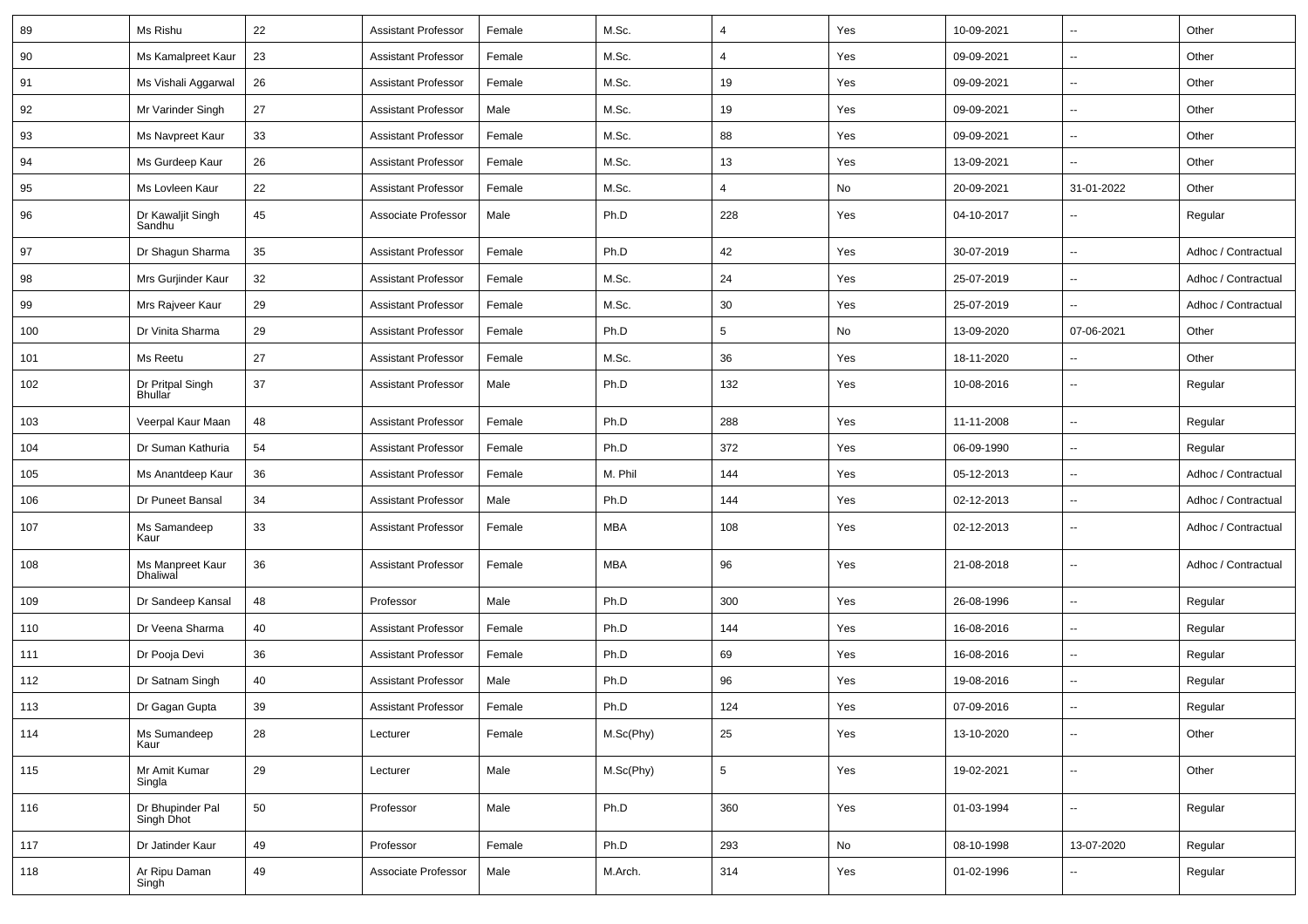| 89 | Ms Rishu | 22 | Assistant Professor | Female | M.Sc. | 4 | Yes | 10-09-2021 | -- | Other |
|---|---|---|---|---|---|---|---|---|---|---|
| 90 | Ms Kamalpreet Kaur | 23 | Assistant Professor | Female | M.Sc. | 4 | Yes | 09-09-2021 | -- | Other |
| 91 | Ms Vishali Aggarwal | 26 | Assistant Professor | Female | M.Sc. | 19 | Yes | 09-09-2021 | -- | Other |
| 92 | Mr Varinder Singh | 27 | Assistant Professor | Male | M.Sc. | 19 | Yes | 09-09-2021 | -- | Other |
| 93 | Ms Navpreet Kaur | 33 | Assistant Professor | Female | M.Sc. | 88 | Yes | 09-09-2021 | -- | Other |
| 94 | Ms Gurdeep Kaur | 26 | Assistant Professor | Female | M.Sc. | 13 | Yes | 13-09-2021 | -- | Other |
| 95 | Ms Lovleen Kaur | 22 | Assistant Professor | Female | M.Sc. | 4 | No | 20-09-2021 | 31-01-2022 | Other |
| 96 | Dr Kawaljit Singh Sandhu | 45 | Associate Professor | Male | Ph.D | 228 | Yes | 04-10-2017 | -- | Regular |
| 97 | Dr Shagun Sharma | 35 | Assistant Professor | Female | Ph.D | 42 | Yes | 30-07-2019 | -- | Adhoc / Contractual |
| 98 | Mrs Gurjinder Kaur | 32 | Assistant Professor | Female | M.Sc. | 24 | Yes | 25-07-2019 | -- | Adhoc / Contractual |
| 99 | Mrs Rajveer Kaur | 29 | Assistant Professor | Female | M.Sc. | 30 | Yes | 25-07-2019 | -- | Adhoc / Contractual |
| 100 | Dr Vinita Sharma | 29 | Assistant Professor | Female | Ph.D | 5 | No | 13-09-2020 | 07-06-2021 | Other |
| 101 | Ms Reetu | 27 | Assistant Professor | Female | M.Sc. | 36 | Yes | 18-11-2020 | -- | Other |
| 102 | Dr Pritpal Singh Bhullar | 37 | Assistant Professor | Male | Ph.D | 132 | Yes | 10-08-2016 | -- | Regular |
| 103 | Veerpal Kaur Maan | 48 | Assistant Professor | Female | Ph.D | 288 | Yes | 11-11-2008 | -- | Regular |
| 104 | Dr Suman Kathuria | 54 | Assistant Professor | Female | Ph.D | 372 | Yes | 06-09-1990 | -- | Regular |
| 105 | Ms Anantdeep Kaur | 36 | Assistant Professor | Female | M. Phil | 144 | Yes | 05-12-2013 | -- | Adhoc / Contractual |
| 106 | Dr Puneet Bansal | 34 | Assistant Professor | Male | Ph.D | 144 | Yes | 02-12-2013 | -- | Adhoc / Contractual |
| 107 | Ms Samandeep Kaur | 33 | Assistant Professor | Female | MBA | 108 | Yes | 02-12-2013 | -- | Adhoc / Contractual |
| 108 | Ms Manpreet Kaur Dhaliwal | 36 | Assistant Professor | Female | MBA | 96 | Yes | 21-08-2018 | -- | Adhoc / Contractual |
| 109 | Dr Sandeep Kansal | 48 | Professor | Male | Ph.D | 300 | Yes | 26-08-1996 | -- | Regular |
| 110 | Dr Veena Sharma | 40 | Assistant Professor | Female | Ph.D | 144 | Yes | 16-08-2016 | -- | Regular |
| 111 | Dr Pooja Devi | 36 | Assistant Professor | Female | Ph.D | 69 | Yes | 16-08-2016 | -- | Regular |
| 112 | Dr Satnam Singh | 40 | Assistant Professor | Male | Ph.D | 96 | Yes | 19-08-2016 | -- | Regular |
| 113 | Dr Gagan Gupta | 39 | Assistant Professor | Female | Ph.D | 124 | Yes | 07-09-2016 | -- | Regular |
| 114 | Ms Sumandeep Kaur | 28 | Lecturer | Female | M.Sc(Phy) | 25 | Yes | 13-10-2020 | -- | Other |
| 115 | Mr Amit Kumar Singla | 29 | Lecturer | Male | M.Sc(Phy) | 5 | Yes | 19-02-2021 | -- | Other |
| 116 | Dr Bhupinder Pal Singh Dhot | 50 | Professor | Male | Ph.D | 360 | Yes | 01-03-1994 | -- | Regular |
| 117 | Dr Jatinder Kaur | 49 | Professor | Female | Ph.D | 293 | No | 08-10-1998 | 13-07-2020 | Regular |
| 118 | Ar Ripu Daman Singh | 49 | Associate Professor | Male | M.Arch. | 314 | Yes | 01-02-1996 | -- | Regular |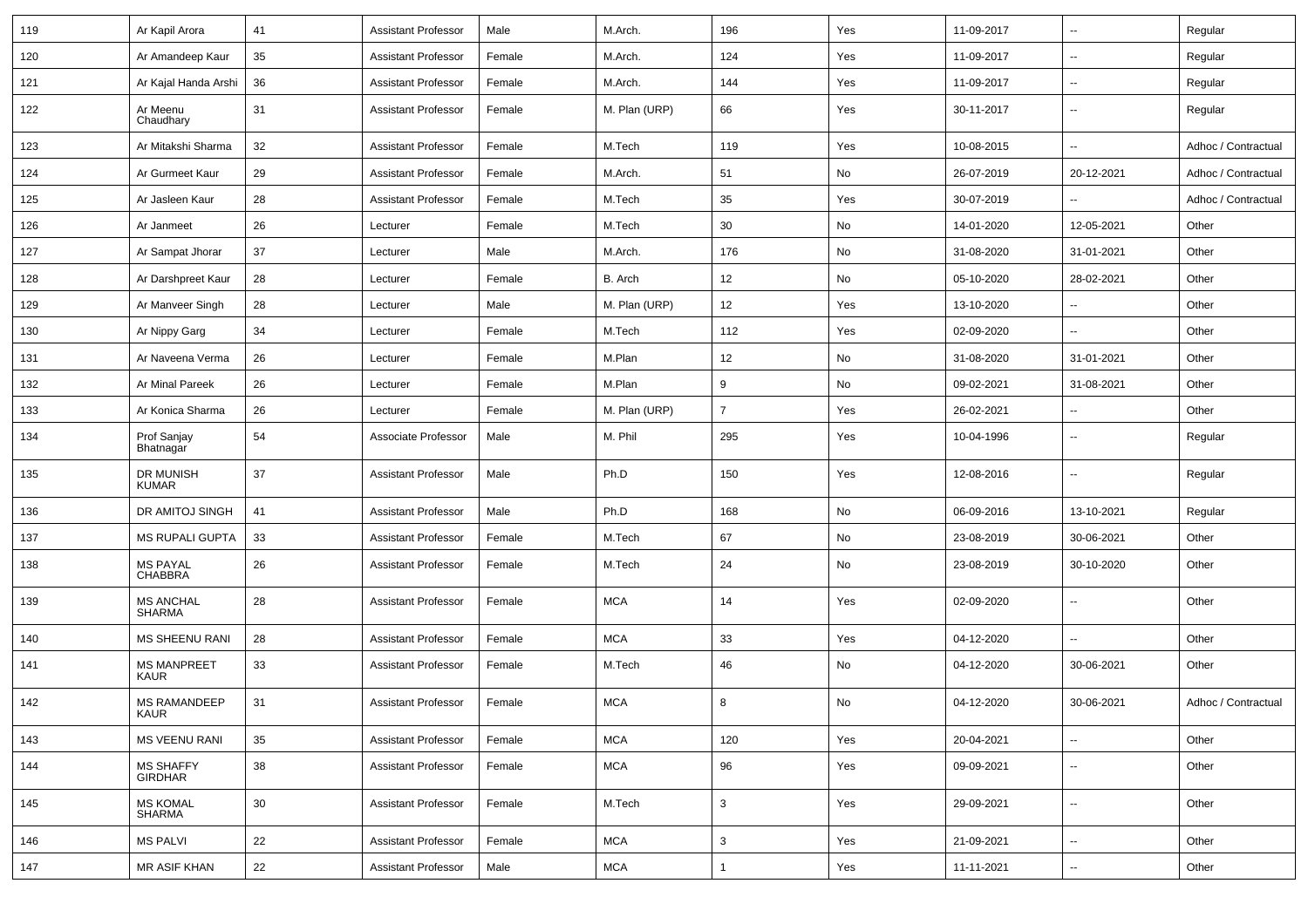| 119 | Ar Kapil Arora | 41 | Assistant Professor | Male | M.Arch. | 196 | Yes | 11-09-2017 | -- | Regular |
|---|---|---|---|---|---|---|---|---|---|---|
| 120 | Ar Amandeep Kaur | 35 | Assistant Professor | Female | M.Arch. | 124 | Yes | 11-09-2017 | -- | Regular |
| 121 | Ar Kajal Handa Arshi | 36 | Assistant Professor | Female | M.Arch. | 144 | Yes | 11-09-2017 | -- | Regular |
| 122 | Ar Meenu Chaudhary | 31 | Assistant Professor | Female | M. Plan (URP) | 66 | Yes | 30-11-2017 | -- | Regular |
| 123 | Ar Mitakshi Sharma | 32 | Assistant Professor | Female | M.Tech | 119 | Yes | 10-08-2015 | -- | Adhoc / Contractual |
| 124 | Ar Gurmeet Kaur | 29 | Assistant Professor | Female | M.Arch. | 51 | No | 26-07-2019 | 20-12-2021 | Adhoc / Contractual |
| 125 | Ar Jasleen Kaur | 28 | Assistant Professor | Female | M.Tech | 35 | Yes | 30-07-2019 | -- | Adhoc / Contractual |
| 126 | Ar Janmeet | 26 | Lecturer | Female | M.Tech | 30 | No | 14-01-2020 | 12-05-2021 | Other |
| 127 | Ar Sampat Jhorar | 37 | Lecturer | Male | M.Arch. | 176 | No | 31-08-2020 | 31-01-2021 | Other |
| 128 | Ar Darshpreet Kaur | 28 | Lecturer | Female | B. Arch | 12 | No | 05-10-2020 | 28-02-2021 | Other |
| 129 | Ar Manveer Singh | 28 | Lecturer | Male | M. Plan (URP) | 12 | Yes | 13-10-2020 | -- | Other |
| 130 | Ar Nippy Garg | 34 | Lecturer | Female | M.Tech | 112 | Yes | 02-09-2020 | -- | Other |
| 131 | Ar Naveena Verma | 26 | Lecturer | Female | M.Plan | 12 | No | 31-08-2020 | 31-01-2021 | Other |
| 132 | Ar Minal Pareek | 26 | Lecturer | Female | M.Plan | 9 | No | 09-02-2021 | 31-08-2021 | Other |
| 133 | Ar Konica Sharma | 26 | Lecturer | Female | M. Plan (URP) | 7 | Yes | 26-02-2021 | -- | Other |
| 134 | Prof Sanjay Bhatnagar | 54 | Associate Professor | Male | M. Phil | 295 | Yes | 10-04-1996 | -- | Regular |
| 135 | DR MUNISH KUMAR | 37 | Assistant Professor | Male | Ph.D | 150 | Yes | 12-08-2016 | -- | Regular |
| 136 | DR AMITOJ SINGH | 41 | Assistant Professor | Male | Ph.D | 168 | No | 06-09-2016 | 13-10-2021 | Regular |
| 137 | MS RUPALI GUPTA | 33 | Assistant Professor | Female | M.Tech | 67 | No | 23-08-2019 | 30-06-2021 | Other |
| 138 | MS PAYAL CHABBRA | 26 | Assistant Professor | Female | M.Tech | 24 | No | 23-08-2019 | 30-10-2020 | Other |
| 139 | MS ANCHAL SHARMA | 28 | Assistant Professor | Female | MCA | 14 | Yes | 02-09-2020 | -- | Other |
| 140 | MS SHEENU RANI | 28 | Assistant Professor | Female | MCA | 33 | Yes | 04-12-2020 | -- | Other |
| 141 | MS MANPREET KAUR | 33 | Assistant Professor | Female | M.Tech | 46 | No | 04-12-2020 | 30-06-2021 | Other |
| 142 | MS RAMANDEEP KAUR | 31 | Assistant Professor | Female | MCA | 8 | No | 04-12-2020 | 30-06-2021 | Adhoc / Contractual |
| 143 | MS VEENU RANI | 35 | Assistant Professor | Female | MCA | 120 | Yes | 20-04-2021 | -- | Other |
| 144 | MS SHAFFY GIRDHAR | 38 | Assistant Professor | Female | MCA | 96 | Yes | 09-09-2021 | -- | Other |
| 145 | MS KOMAL SHARMA | 30 | Assistant Professor | Female | M.Tech | 3 | Yes | 29-09-2021 | -- | Other |
| 146 | MS PALVI | 22 | Assistant Professor | Female | MCA | 3 | Yes | 21-09-2021 | -- | Other |
| 147 | MR ASIF KHAN | 22 | Assistant Professor | Male | MCA | 1 | Yes | 11-11-2021 | -- | Other |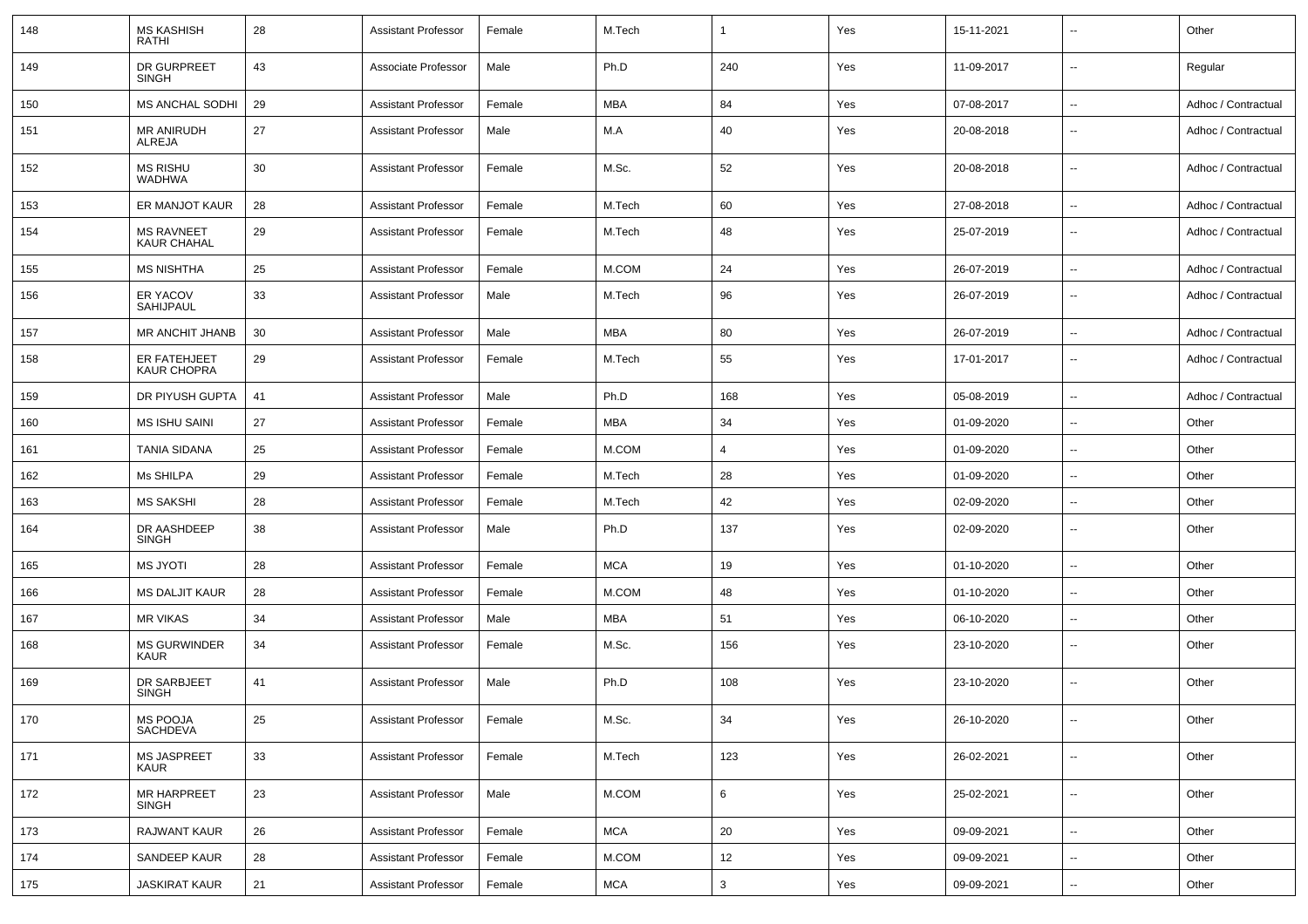| | | | | | | | | | | |
|---|---|---|---|---|---|---|---|---|---|---|
| 148 | MS KASHISH RATHI | 28 | Assistant Professor | Female | M.Tech | 1 | Yes | 15-11-2021 | -- | Other |
| 149 | DR GURPREET SINGH | 43 | Associate Professor | Male | Ph.D | 240 | Yes | 11-09-2017 | -- | Regular |
| 150 | MS ANCHAL SODHI | 29 | Assistant Professor | Female | MBA | 84 | Yes | 07-08-2017 | -- | Adhoc / Contractual |
| 151 | MR ANIRUDH ALREJA | 27 | Assistant Professor | Male | M.A | 40 | Yes | 20-08-2018 | -- | Adhoc / Contractual |
| 152 | MS RISHU WADHWA | 30 | Assistant Professor | Female | M.Sc. | 52 | Yes | 20-08-2018 | -- | Adhoc / Contractual |
| 153 | ER MANJOT KAUR | 28 | Assistant Professor | Female | M.Tech | 60 | Yes | 27-08-2018 | -- | Adhoc / Contractual |
| 154 | MS RAVNEET KAUR CHAHAL | 29 | Assistant Professor | Female | M.Tech | 48 | Yes | 25-07-2019 | -- | Adhoc / Contractual |
| 155 | MS NISHTHA | 25 | Assistant Professor | Female | M.COM | 24 | Yes | 26-07-2019 | -- | Adhoc / Contractual |
| 156 | ER YACOV SAHIJPAUL | 33 | Assistant Professor | Male | M.Tech | 96 | Yes | 26-07-2019 | -- | Adhoc / Contractual |
| 157 | MR ANCHIT JHANB | 30 | Assistant Professor | Male | MBA | 80 | Yes | 26-07-2019 | -- | Adhoc / Contractual |
| 158 | ER FATEHJEET KAUR CHOPRA | 29 | Assistant Professor | Female | M.Tech | 55 | Yes | 17-01-2017 | -- | Adhoc / Contractual |
| 159 | DR PIYUSH GUPTA | 41 | Assistant Professor | Male | Ph.D | 168 | Yes | 05-08-2019 | -- | Adhoc / Contractual |
| 160 | MS ISHU SAINI | 27 | Assistant Professor | Female | MBA | 34 | Yes | 01-09-2020 | -- | Other |
| 161 | TANIA SIDANA | 25 | Assistant Professor | Female | M.COM | 4 | Yes | 01-09-2020 | -- | Other |
| 162 | Ms SHILPA | 29 | Assistant Professor | Female | M.Tech | 28 | Yes | 01-09-2020 | -- | Other |
| 163 | MS SAKSHI | 28 | Assistant Professor | Female | M.Tech | 42 | Yes | 02-09-2020 | -- | Other |
| 164 | DR AASHDEEP SINGH | 38 | Assistant Professor | Male | Ph.D | 137 | Yes | 02-09-2020 | -- | Other |
| 165 | MS JYOTI | 28 | Assistant Professor | Female | MCA | 19 | Yes | 01-10-2020 | -- | Other |
| 166 | MS DALJIT KAUR | 28 | Assistant Professor | Female | M.COM | 48 | Yes | 01-10-2020 | -- | Other |
| 167 | MR VIKAS | 34 | Assistant Professor | Male | MBA | 51 | Yes | 06-10-2020 | -- | Other |
| 168 | MS GURWINDER KAUR | 34 | Assistant Professor | Female | M.Sc. | 156 | Yes | 23-10-2020 | -- | Other |
| 169 | DR SARBJEET SINGH | 41 | Assistant Professor | Male | Ph.D | 108 | Yes | 23-10-2020 | -- | Other |
| 170 | MS POOJA SACHDEVA | 25 | Assistant Professor | Female | M.Sc. | 34 | Yes | 26-10-2020 | -- | Other |
| 171 | MS JASPREET KAUR | 33 | Assistant Professor | Female | M.Tech | 123 | Yes | 26-02-2021 | -- | Other |
| 172 | MR HARPREET SINGH | 23 | Assistant Professor | Male | M.COM | 6 | Yes | 25-02-2021 | -- | Other |
| 173 | RAJWANT KAUR | 26 | Assistant Professor | Female | MCA | 20 | Yes | 09-09-2021 | -- | Other |
| 174 | SANDEEP KAUR | 28 | Assistant Professor | Female | M.COM | 12 | Yes | 09-09-2021 | -- | Other |
| 175 | JASKIRAT KAUR | 21 | Assistant Professor | Female | MCA | 3 | Yes | 09-09-2021 | -- | Other |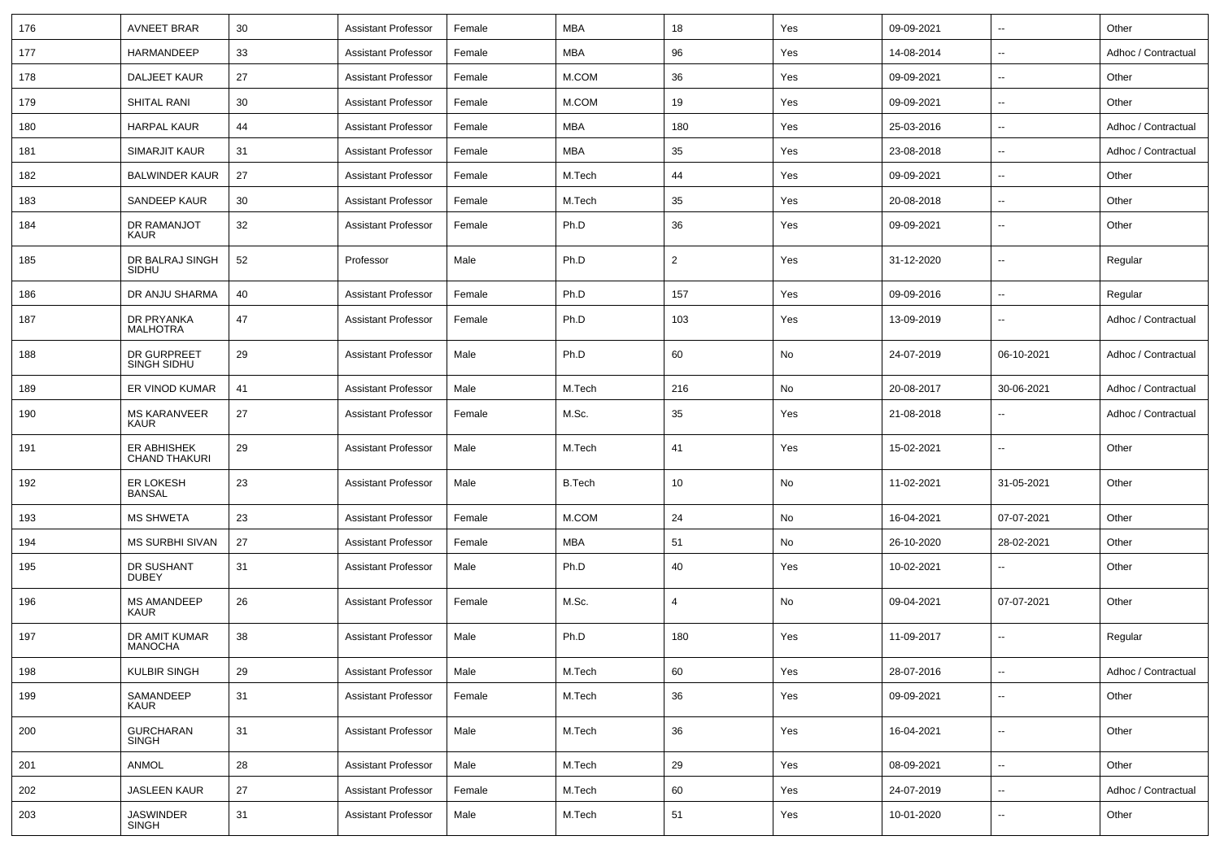| | | | | | | | | | | |
|---|---|---|---|---|---|---|---|---|---|---|
| 176 | AVNEET BRAR | 30 | Assistant Professor | Female | MBA | 18 | Yes | 09-09-2021 | -- | Other |
| 177 | HARMANDEEP | 33 | Assistant Professor | Female | MBA | 96 | Yes | 14-08-2014 | -- | Adhoc / Contractual |
| 178 | DALJEET KAUR | 27 | Assistant Professor | Female | M.COM | 36 | Yes | 09-09-2021 | -- | Other |
| 179 | SHITAL RANI | 30 | Assistant Professor | Female | M.COM | 19 | Yes | 09-09-2021 | -- | Other |
| 180 | HARPAL KAUR | 44 | Assistant Professor | Female | MBA | 180 | Yes | 25-03-2016 | -- | Adhoc / Contractual |
| 181 | SIMARJIT KAUR | 31 | Assistant Professor | Female | MBA | 35 | Yes | 23-08-2018 | -- | Adhoc / Contractual |
| 182 | BALWINDER KAUR | 27 | Assistant Professor | Female | M.Tech | 44 | Yes | 09-09-2021 | -- | Other |
| 183 | SANDEEP KAUR | 30 | Assistant Professor | Female | M.Tech | 35 | Yes | 20-08-2018 | -- | Other |
| 184 | DR RAMANJOT KAUR | 32 | Assistant Professor | Female | Ph.D | 36 | Yes | 09-09-2021 | -- | Other |
| 185 | DR BALRAJ SINGH SIDHU | 52 | Professor | Male | Ph.D | 2 | Yes | 31-12-2020 | -- | Regular |
| 186 | DR ANJU SHARMA | 40 | Assistant Professor | Female | Ph.D | 157 | Yes | 09-09-2016 | -- | Regular |
| 187 | DR PRYANKA MALHOTRA | 47 | Assistant Professor | Female | Ph.D | 103 | Yes | 13-09-2019 | -- | Adhoc / Contractual |
| 188 | DR GURPREET SINGH SIDHU | 29 | Assistant Professor | Male | Ph.D | 60 | No | 24-07-2019 | 06-10-2021 | Adhoc / Contractual |
| 189 | ER VINOD KUMAR | 41 | Assistant Professor | Male | M.Tech | 216 | No | 20-08-2017 | 30-06-2021 | Adhoc / Contractual |
| 190 | MS KARANVEER KAUR | 27 | Assistant Professor | Female | M.Sc. | 35 | Yes | 21-08-2018 | -- | Adhoc / Contractual |
| 191 | ER ABHISHEK CHAND THAKURI | 29 | Assistant Professor | Male | M.Tech | 41 | Yes | 15-02-2021 | -- | Other |
| 192 | ER LOKESH BANSAL | 23 | Assistant Professor | Male | B.Tech | 10 | No | 11-02-2021 | 31-05-2021 | Other |
| 193 | MS SHWETA | 23 | Assistant Professor | Female | M.COM | 24 | No | 16-04-2021 | 07-07-2021 | Other |
| 194 | MS SURBHI SIVAN | 27 | Assistant Professor | Female | MBA | 51 | No | 26-10-2020 | 28-02-2021 | Other |
| 195 | DR SUSHANT DUBEY | 31 | Assistant Professor | Male | Ph.D | 40 | Yes | 10-02-2021 | -- | Other |
| 196 | MS AMANDEEP KAUR | 26 | Assistant Professor | Female | M.Sc. | 4 | No | 09-04-2021 | 07-07-2021 | Other |
| 197 | DR AMIT KUMAR MANOCHA | 38 | Assistant Professor | Male | Ph.D | 180 | Yes | 11-09-2017 | -- | Regular |
| 198 | KULBIR SINGH | 29 | Assistant Professor | Male | M.Tech | 60 | Yes | 28-07-2016 | -- | Adhoc / Contractual |
| 199 | SAMANDEEP KAUR | 31 | Assistant Professor | Female | M.Tech | 36 | Yes | 09-09-2021 | -- | Other |
| 200 | GURCHARAN SINGH | 31 | Assistant Professor | Male | M.Tech | 36 | Yes | 16-04-2021 | -- | Other |
| 201 | ANMOL | 28 | Assistant Professor | Male | M.Tech | 29 | Yes | 08-09-2021 | -- | Other |
| 202 | JASLEEN KAUR | 27 | Assistant Professor | Female | M.Tech | 60 | Yes | 24-07-2019 | -- | Adhoc / Contractual |
| 203 | JASWINDER SINGH | 31 | Assistant Professor | Male | M.Tech | 51 | Yes | 10-01-2020 | -- | Other |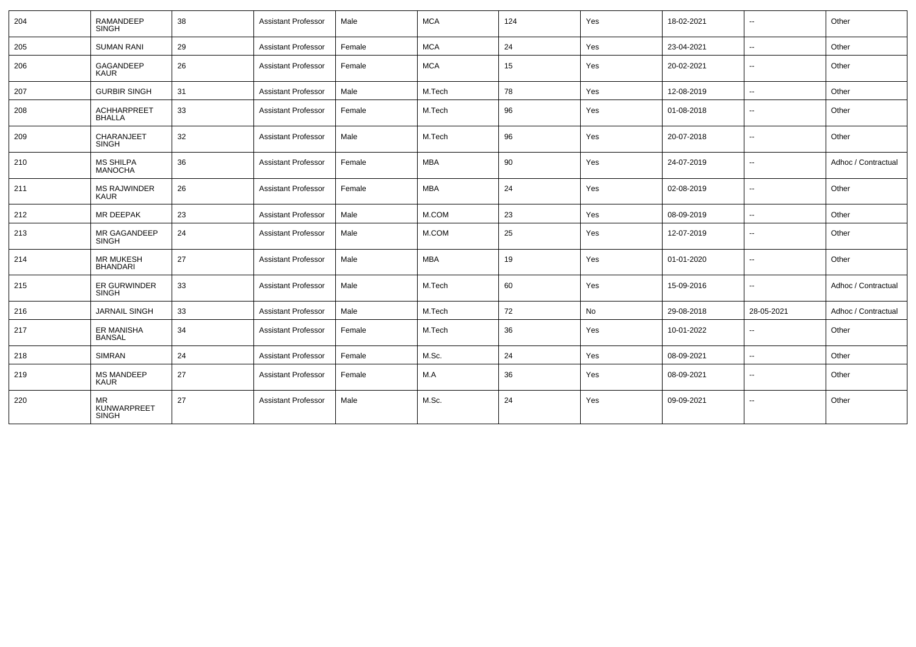| | | | | | | | | | | |
|---|---|---|---|---|---|---|---|---|---|---|
| 204 | RAMANDEEP SINGH | 38 | Assistant Professor | Male | MCA | 124 | Yes | 18-02-2021 | -- | Other |
| 205 | SUMAN RANI | 29 | Assistant Professor | Female | MCA | 24 | Yes | 23-04-2021 | -- | Other |
| 206 | GAGANDEEP KAUR | 26 | Assistant Professor | Female | MCA | 15 | Yes | 20-02-2021 | -- | Other |
| 207 | GURBIR SINGH | 31 | Assistant Professor | Male | M.Tech | 78 | Yes | 12-08-2019 | -- | Other |
| 208 | ACHHARPREET BHALLA | 33 | Assistant Professor | Female | M.Tech | 96 | Yes | 01-08-2018 | -- | Other |
| 209 | CHARANJEET SINGH | 32 | Assistant Professor | Male | M.Tech | 96 | Yes | 20-07-2018 | -- | Other |
| 210 | MS SHILPA MANOCHA | 36 | Assistant Professor | Female | MBA | 90 | Yes | 24-07-2019 | -- | Adhoc / Contractual |
| 211 | MS RAJWINDER KAUR | 26 | Assistant Professor | Female | MBA | 24 | Yes | 02-08-2019 | -- | Other |
| 212 | MR DEEPAK | 23 | Assistant Professor | Male | M.COM | 23 | Yes | 08-09-2019 | -- | Other |
| 213 | MR GAGANDEEP SINGH | 24 | Assistant Professor | Male | M.COM | 25 | Yes | 12-07-2019 | -- | Other |
| 214 | MR MUKESH BHANDARI | 27 | Assistant Professor | Male | MBA | 19 | Yes | 01-01-2020 | -- | Other |
| 215 | ER GURWINDER SINGH | 33 | Assistant Professor | Male | M.Tech | 60 | Yes | 15-09-2016 | -- | Adhoc / Contractual |
| 216 | JARNAIL SINGH | 33 | Assistant Professor | Male | M.Tech | 72 | No | 29-08-2018 | 28-05-2021 | Adhoc / Contractual |
| 217 | ER MANISHA BANSAL | 34 | Assistant Professor | Female | M.Tech | 36 | Yes | 10-01-2022 | -- | Other |
| 218 | SIMRAN | 24 | Assistant Professor | Female | M.Sc. | 24 | Yes | 08-09-2021 | -- | Other |
| 219 | MS MANDEEP KAUR | 27 | Assistant Professor | Female | M.A | 36 | Yes | 08-09-2021 | -- | Other |
| 220 | MR KUNWARPREET SINGH | 27 | Assistant Professor | Male | M.Sc. | 24 | Yes | 09-09-2021 | -- | Other |